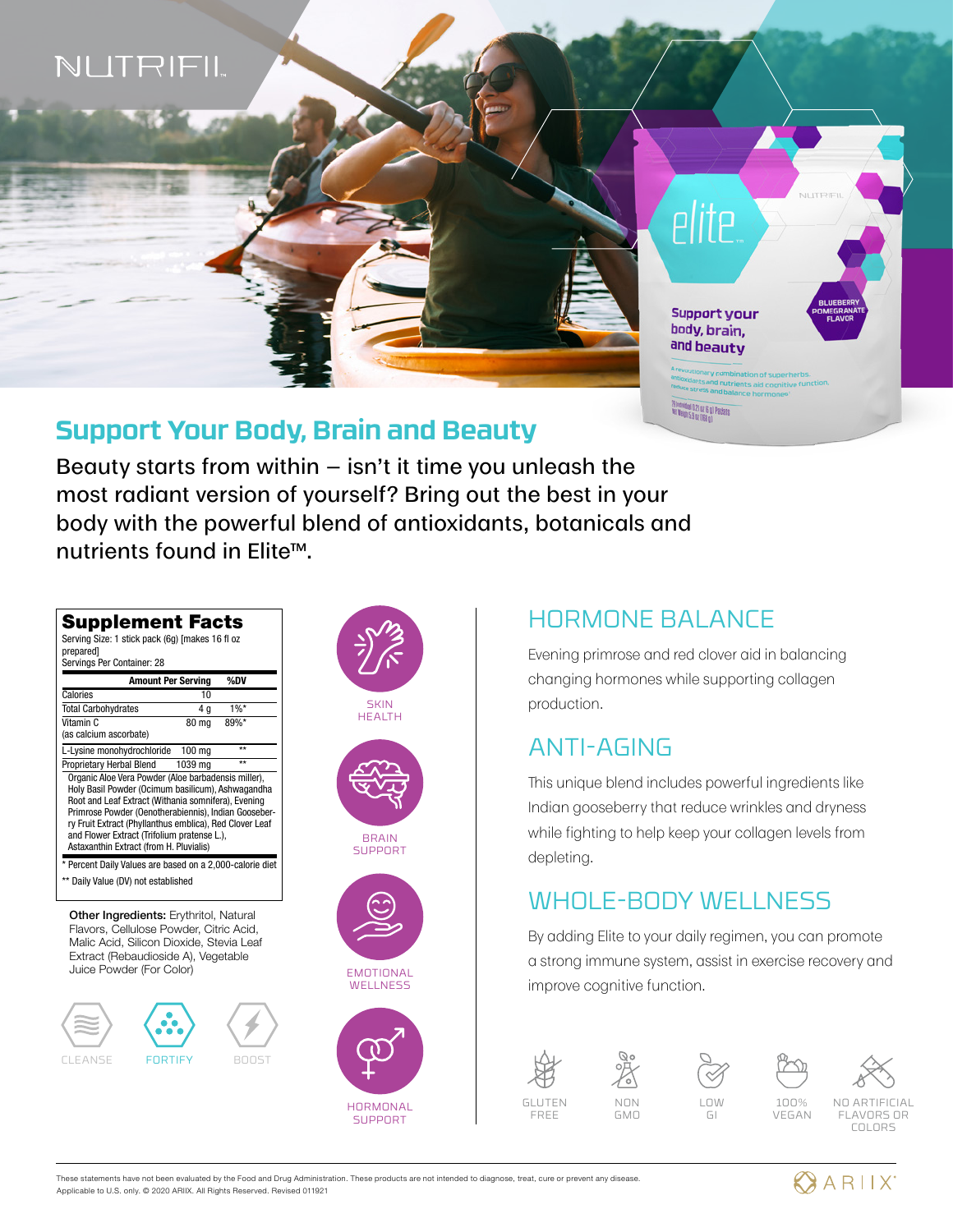NUTRIFIL

elite™

Support your body, brain, and beauty

BLUEBERRY POMEGRANATE FLAVOR

## Support Your Body, Brain and Beauty

Beauty starts from within – isn't it time you unleash the most radiant version of yourself? Bring out the best in your body with the powerful blend of antioxidants, botanicals and nutrients found in Elite™.

### Supplement Facts

Serving Size: 1 stick pack (6g) [makes 16 fl oz prepared]
Servings Per Container: 28

| | Amount Per Serving | %DV |
|---|---|---|
| Calories | 10 | |
| Total Carbohydrates | 4 g | 1%* |
| Vitamin C (as calcium ascorbate) | 80 mg | 89%* |
| L-Lysine monohydrochloride | 100 mg | ** |
| Proprietary Herbal Blend | 1039 mg | ** |

Organic Aloe Vera Powder (Aloe barbadensis miller), Holy Basil Powder (Ocimum basilicum), Ashwagandha Root and Leaf Extract (Withania somnifera), Evening Primrose Powder (Oenotherabiennis), Indian Gooseberry Fruit Extract (Phyllanthus emblica), Red Clover Leaf and Flower Extract (Trifolium pratense L.), Astaxanthin Extract (from H. Pluvialis)

\* Percent Daily Values are based on a 2,000-calorie diet

** Daily Value (DV) not established

**Other Ingredients:** Erythritol, Natural Flavors, Cellulose Powder, Citric Acid, Malic Acid, Silicon Dioxide, Stevia Leaf Extract (Rebaudioside A), Vegetable Juice Powder (For Color)

CLEANSE FORTIFY BOOST

SKIN HEALTH

BRAIN SUPPORT

EMOTIONAL WELLNESS

HORMONAL SUPPORT

## HORMONE BALANCE

Evening primrose and red clover aid in balancing changing hormones while supporting collagen production.

## ANTI-AGING

This unique blend includes powerful ingredients like Indian gooseberry that reduce wrinkles and dryness while fighting to help keep your collagen levels from depleting.

## WHOLE-BODY WELLNESS

By adding Elite to your daily regimen, you can promote a strong immune system, assist in exercise recovery and improve cognitive function.

GLUTEN FREE | NON GMO | LOW GI | 100% VEGAN | NO ARTIFICIAL FLAVORS OR COLORS

These statements have not been evaluated by the Food and Drug Administration. These products are not intended to diagnose, treat, cure or prevent any disease.
Applicable to U.S. only. © 2020 ARIIX. All Rights Reserved. Revised 011921

ARIIX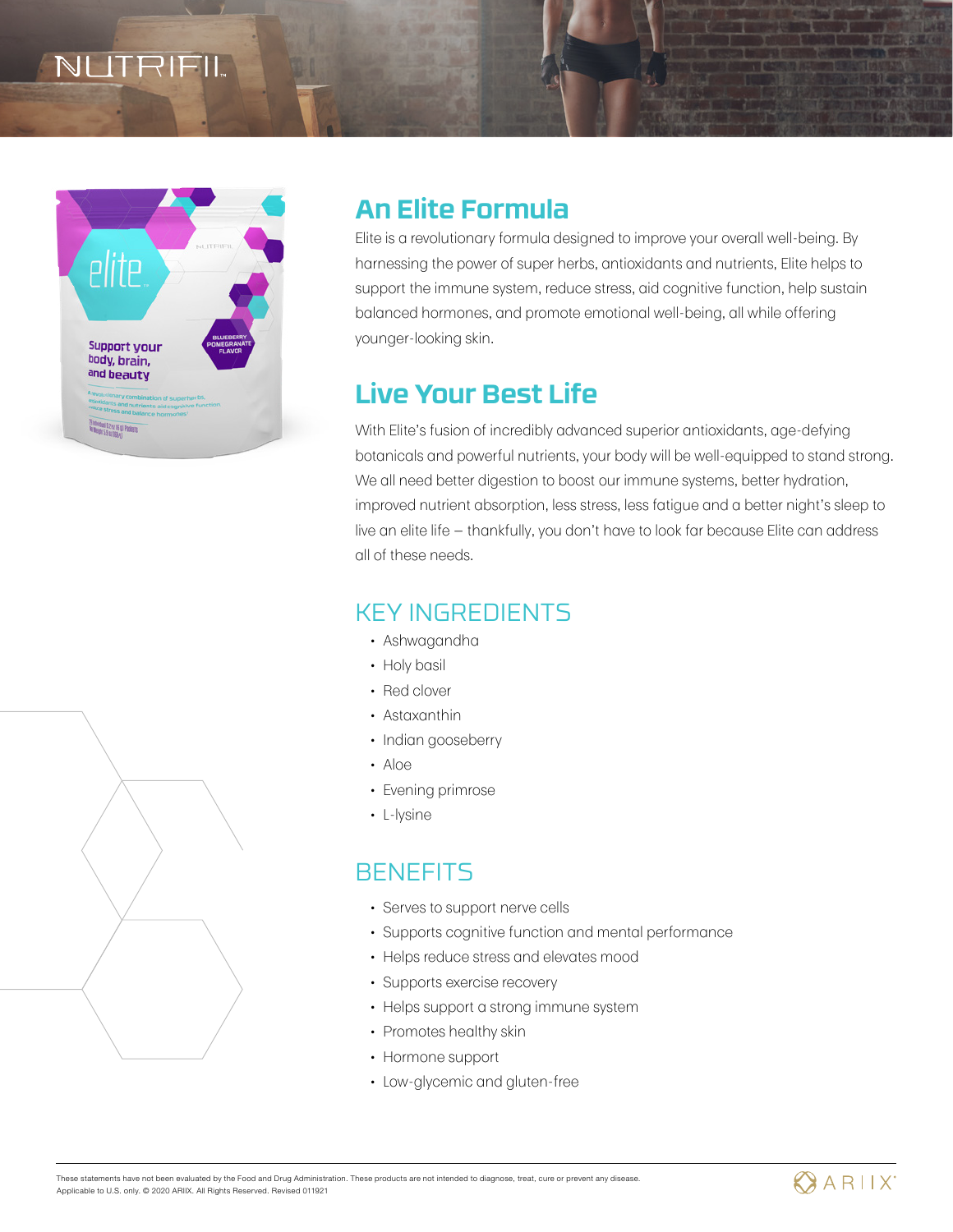NUTRIFII

## An Elite Formula

Elite is a revolutionary formula designed to improve your overall well-being. By harnessing the power of super herbs, antioxidants and nutrients, Elite helps to support the immune system, reduce stress, aid cognitive function, help sustain balanced hormones, and promote emotional well-being, all while offering younger-looking skin.

## Live Your Best Life

With Elite's fusion of incredibly advanced superior antioxidants, age-defying botanicals and powerful nutrients, your body will be well-equipped to stand strong. We all need better digestion to boost our immune systems, better hydration, improved nutrient absorption, less stress, less fatigue and a better night's sleep to live an elite life – thankfully, you don't have to look far because Elite can address all of these needs.

## KEY INGREDIENTS

- Ashwagandha
- Holy basil
- Red clover
- Astaxanthin
- Indian gooseberry
- Aloe
- Evening primrose
- L-lysine

## BENEFITS

- Serves to support nerve cells
- Supports cognitive function and mental performance
- Helps reduce stress and elevates mood
- Supports exercise recovery
- Helps support a strong immune system
- Promotes healthy skin
- Hormone support
- Low-glycemic and gluten-free

These statements have not been evaluated by the Food and Drug Administration. These products are not intended to diagnose, treat, cure or prevent any disease.
Applicable to U.S. only. © 2020 ARIIX. All Rights Reserved. Revised 011921

ARIIX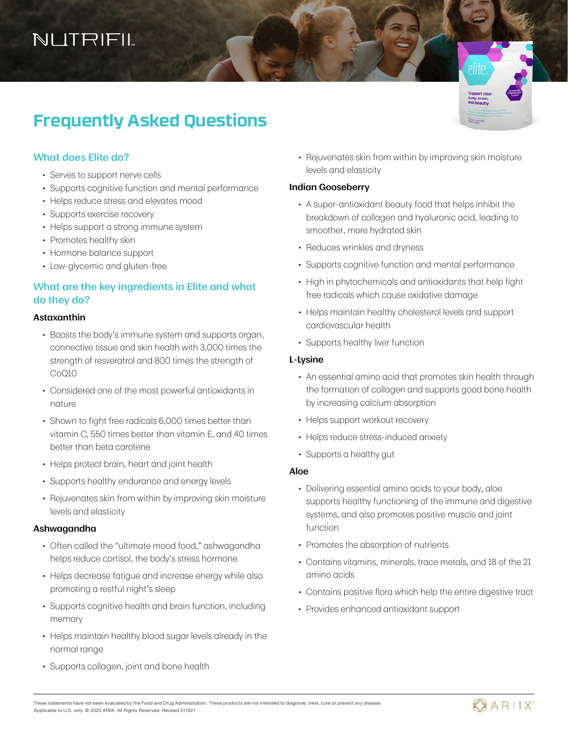NUTRIFII

# Frequently Asked Questions

## What does Elite do?

- Serves to support nerve cells
- Supports cognitive function and mental performance
- Helps reduce stress and elevates mood
- Supports exercise recovery
- Helps support a strong immune system
- Promotes healthy skin
- Hormone balance support
- Low-glycemic and gluten-free

## What are the key ingredients in Elite and what do they do?

### Astaxanthin

- Boosts the body's immune system and supports organ, connective tissue and skin health with 3,000 times the strength of resveratrol and 800 times the strength of CoQ10
- Considered one of the most powerful antioxidants in nature
- Shown to fight free radicals 6,000 times better than vitamin C, 550 times better than vitamin E, and 40 times better than beta carotene
- Helps protect brain, heart and joint health
- Supports healthy endurance and energy levels
- Rejuvenates skin from within by improving skin moisture levels and elasticity

### Ashwagandha

- Often called the "ultimate mood food," ashwagandha helps reduce cortisol, the body's stress hormone
- Helps decrease fatigue and increase energy while also promoting a restful night's sleep
- Supports cognitive health and brain function, including memory
- Helps maintain healthy blood sugar levels already in the normal range
- Supports collagen, joint and bone health
- Rejuvenates skin from within by improving skin moisture levels and elasticity

### Indian Gooseberry

- A super-antioxidant beauty food that helps inhibit the breakdown of collagen and hyaluronic acid, leading to smoother, more hydrated skin
- Reduces wrinkles and dryness
- Supports cognitive function and mental performance
- High in phytochemicals and antioxidants that help fight free radicals which cause oxidative damage
- Helps maintain healthy cholesterol levels and support cardiovascular health
- Supports healthy liver function

### L-Lysine

- An essential amino acid that promotes skin health through the formation of collagen and supports good bone health by increasing calcium absorption
- Helps support workout recovery
- Helps reduce stress-induced anxiety
- Supports a healthy gut

### Aloe

- Delivering essential amino acids to your body, aloe supports healthy functioning of the immune and digestive systems, and also promotes positive muscle and joint function
- Promotes the absorption of nutrients
- Contains vitamins, minerals, trace metals, and 18 of the 21 amino acids
- Contains positive flora which help the entire digestive tract
- Provides enhanced antioxidant support

These statements have not been evaluated by the Food and Drug Administration. These products are not intended to diagnose, treat, cure or prevent any disease.
Applicable to U.S. only. © 2020 ARIIX. All Rights Reserved. Revised 011921

ARIIX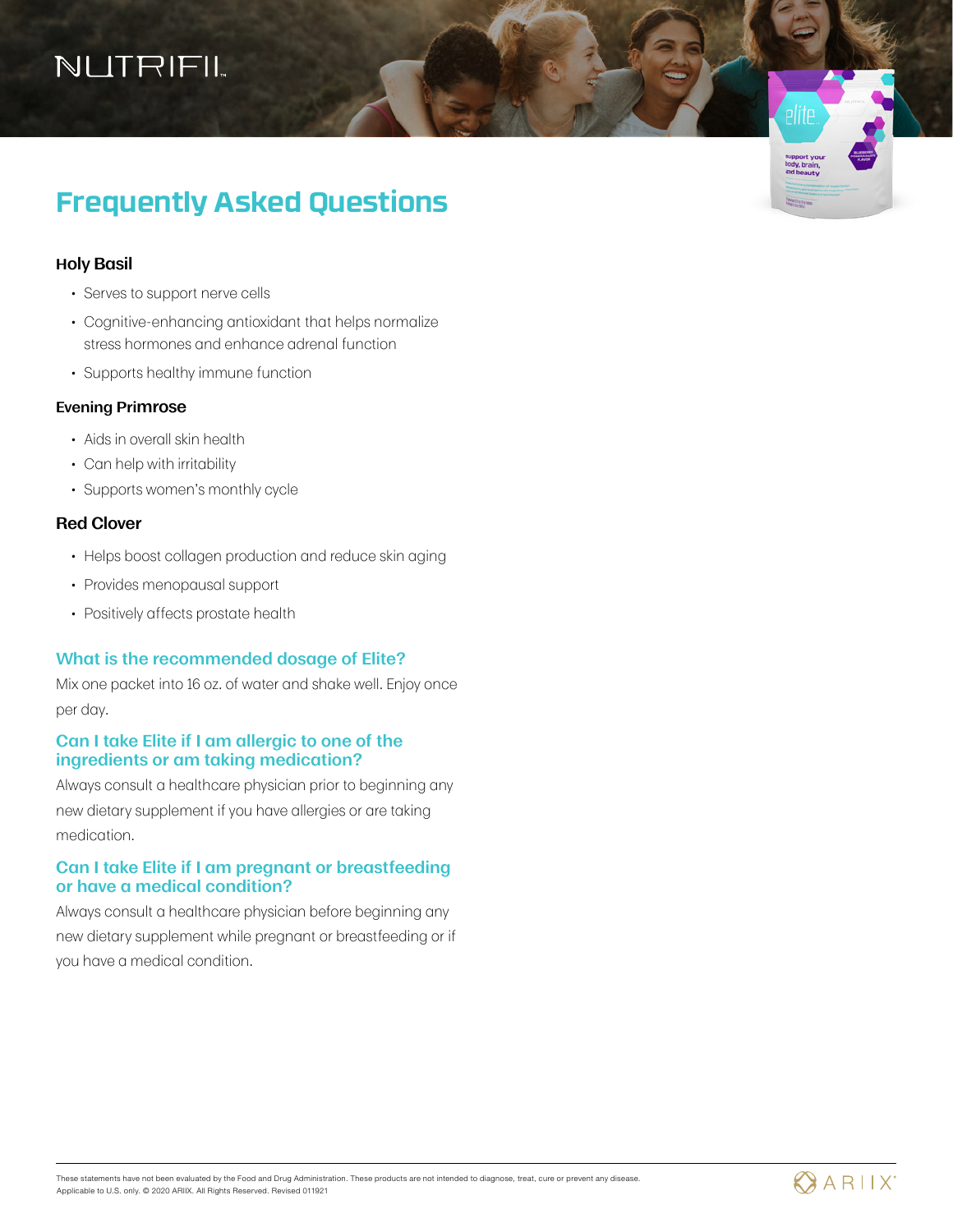NUTRIFII

# Frequently Asked Questions

### Holy Basil

- Serves to support nerve cells
- Cognitive-enhancing antioxidant that helps normalize stress hormones and enhance adrenal function
- Supports healthy immune function

### Evening Primrose

- Aids in overall skin health
- Can help with irritability
- Supports women's monthly cycle

### Red Clover

- Helps boost collagen production and reduce skin aging
- Provides menopausal support
- Positively affects prostate health

## What is the recommended dosage of Elite?

Mix one packet into 16 oz. of water and shake well. Enjoy once per day.

## Can I take Elite if I am allergic to one of the ingredients or am taking medication?

Always consult a healthcare physician prior to beginning any new dietary supplement if you have allergies or are taking medication.

## Can I take Elite if I am pregnant or breastfeeding or have a medical condition?

Always consult a healthcare physician before beginning any new dietary supplement while pregnant or breastfeeding or if you have a medical condition.

These statements have not been evaluated by the Food and Drug Administration. These products are not intended to diagnose, treat, cure or prevent any disease. Applicable to U.S. only. © 2020 ARIIX. All Rights Reserved. Revised 011921

ARIIX